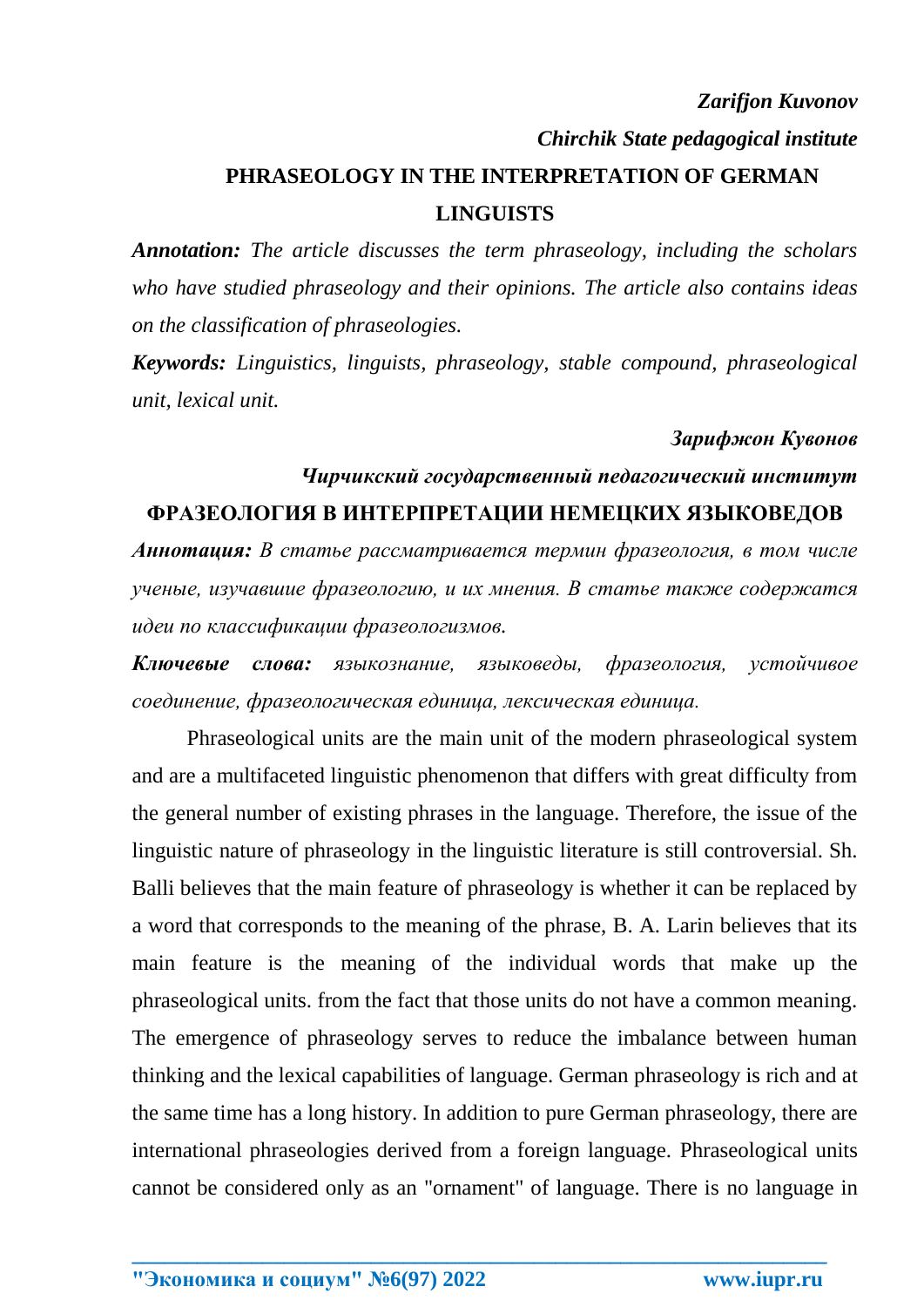*Zarifjon Kuvonov*

*Chirchik State pedagogical institute*

# PHRASEOLOGY IN THE INTERPRETATION OF GERMAN LINGUISTS

***Annotation:*** *The article discusses the term phraseology, including the scholars who have studied phraseology and their opinions. The article also contains ideas on the classification of phraseologies.*

***Keywords:*** *Linguistics, linguists, phraseology, stable compound, phraseological unit, lexical unit.*

***Зарифжон Кувонов***

***Чирчикский государственный педагогический институт***

# ФРАЗЕОЛОГИЯ В ИНТЕРПРЕТАЦИИ НЕМЕЦКИХ ЯЗЫКОВЕДОВ

***Аннотация:*** *В статье рассматривается термин фразеология, в том числе ученые, изучавшие фразеологию, и их мнения. В статье также содержатся идеи по классификации фразеологизмов.*

***Ключевые слова:*** *языкознание, языковеды, фразеология, устойчивое соединение, фразеологическая единица, лексическая единица.*

Phraseological units are the main unit of the modern phraseological system and are a multifaceted linguistic phenomenon that differs with great difficulty from the general number of existing phrases in the language. Therefore, the issue of the linguistic nature of phraseology in the linguistic literature is still controversial. Sh. Balli believes that the main feature of phraseology is whether it can be replaced by a word that corresponds to the meaning of the phrase, B. A. Larin believes that its main feature is the meaning of the individual words that make up the phraseological units. from the fact that those units do not have a common meaning. The emergence of phraseology serves to reduce the imbalance between human thinking and the lexical capabilities of language. German phraseology is rich and at the same time has a long history. In addition to pure German phraseology, there are international phraseologies derived from a foreign language. Phraseological units cannot be considered only as an "ornament" of language. There is no language in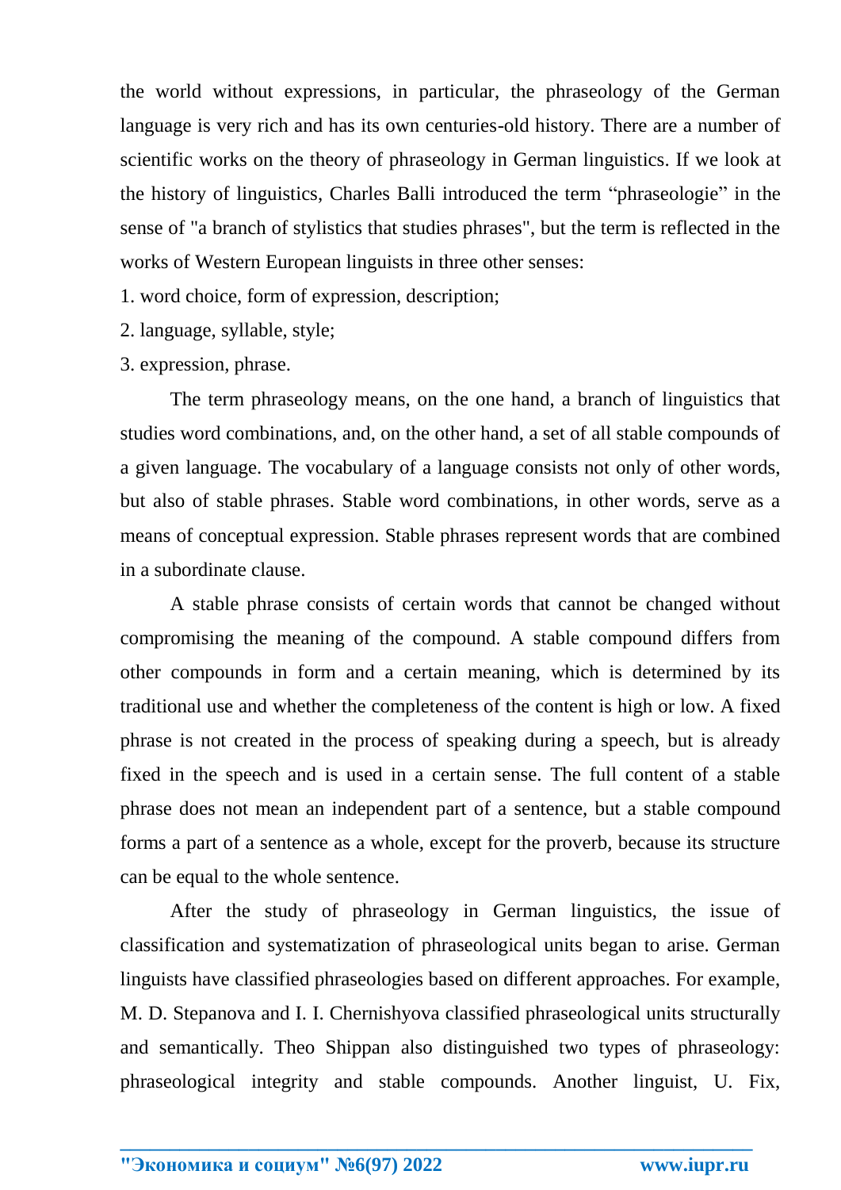the world without expressions, in particular, the phraseology of the German language is very rich and has its own centuries-old history. There are a number of scientific works on the theory of phraseology in German linguistics. If we look at the history of linguistics, Charles Balli introduced the term “phraseologie” in the sense of "a branch of stylistics that studies phrases", but the term is reflected in the works of Western European linguists in three other senses:

1. word choice, form of expression, description;
2. language, syllable, style;
3. expression, phrase.

The term phraseology means, on the one hand, a branch of linguistics that studies word combinations, and, on the other hand, a set of all stable compounds of a given language. The vocabulary of a language consists not only of other words, but also of stable phrases. Stable word combinations, in other words, serve as a means of conceptual expression. Stable phrases represent words that are combined in a subordinate clause.

A stable phrase consists of certain words that cannot be changed without compromising the meaning of the compound. A stable compound differs from other compounds in form and a certain meaning, which is determined by its traditional use and whether the completeness of the content is high or low. A fixed phrase is not created in the process of speaking during a speech, but is already fixed in the speech and is used in a certain sense. The full content of a stable phrase does not mean an independent part of a sentence, but a stable compound forms a part of a sentence as a whole, except for the proverb, because its structure can be equal to the whole sentence.

After the study of phraseology in German linguistics, the issue of classification and systematization of phraseological units began to arise. German linguists have classified phraseologies based on different approaches. For example, M. D. Stepanova and I. I. Chernishyova classified phraseological units structurally and semantically. Theo Shippan also distinguished two types of phraseology: phraseological integrity and stable compounds. Another linguist, U. Fix,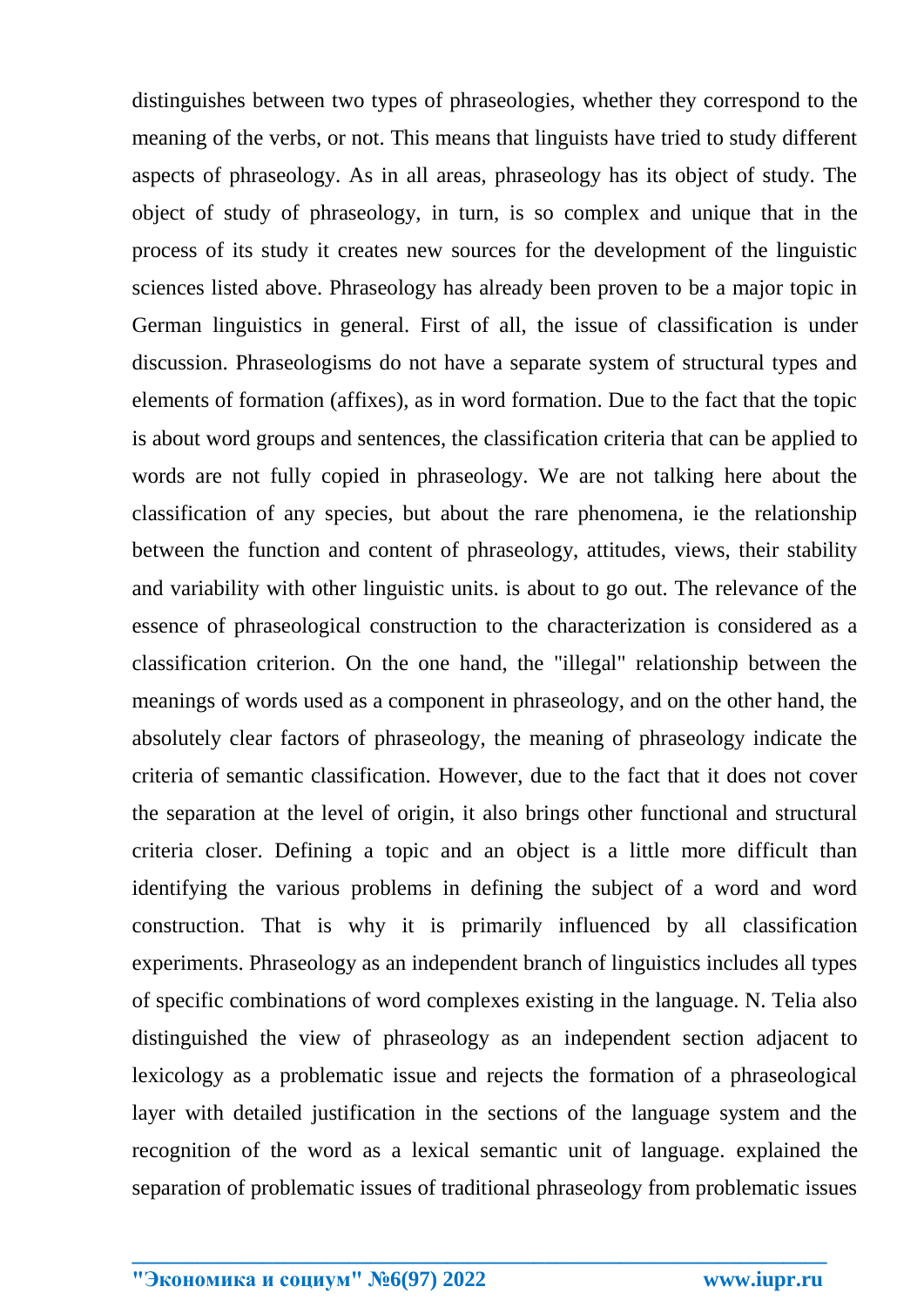distinguishes between two types of phraseologies, whether they correspond to the meaning of the verbs, or not. This means that linguists have tried to study different aspects of phraseology. As in all areas, phraseology has its object of study. The object of study of phraseology, in turn, is so complex and unique that in the process of its study it creates new sources for the development of the linguistic sciences listed above. Phraseology has already been proven to be a major topic in German linguistics in general. First of all, the issue of classification is under discussion. Phraseologisms do not have a separate system of structural types and elements of formation (affixes), as in word formation. Due to the fact that the topic is about word groups and sentences, the classification criteria that can be applied to words are not fully copied in phraseology. We are not talking here about the classification of any species, but about the rare phenomena, ie the relationship between the function and content of phraseology, attitudes, views, their stability and variability with other linguistic units. is about to go out. The relevance of the essence of phraseological construction to the characterization is considered as a classification criterion. On the one hand, the "illegal" relationship between the meanings of words used as a component in phraseology, and on the other hand, the absolutely clear factors of phraseology, the meaning of phraseology indicate the criteria of semantic classification. However, due to the fact that it does not cover the separation at the level of origin, it also brings other functional and structural criteria closer. Defining a topic and an object is a little more difficult than identifying the various problems in defining the subject of a word and word construction. That is why it is primarily influenced by all classification experiments. Phraseology as an independent branch of linguistics includes all types of specific combinations of word complexes existing in the language. N. Telia also distinguished the view of phraseology as an independent section adjacent to lexicology as a problematic issue and rejects the formation of a phraseological layer with detailed justification in the sections of the language system and the recognition of the word as a lexical semantic unit of language. explained the separation of problematic issues of traditional phraseology from problematic issues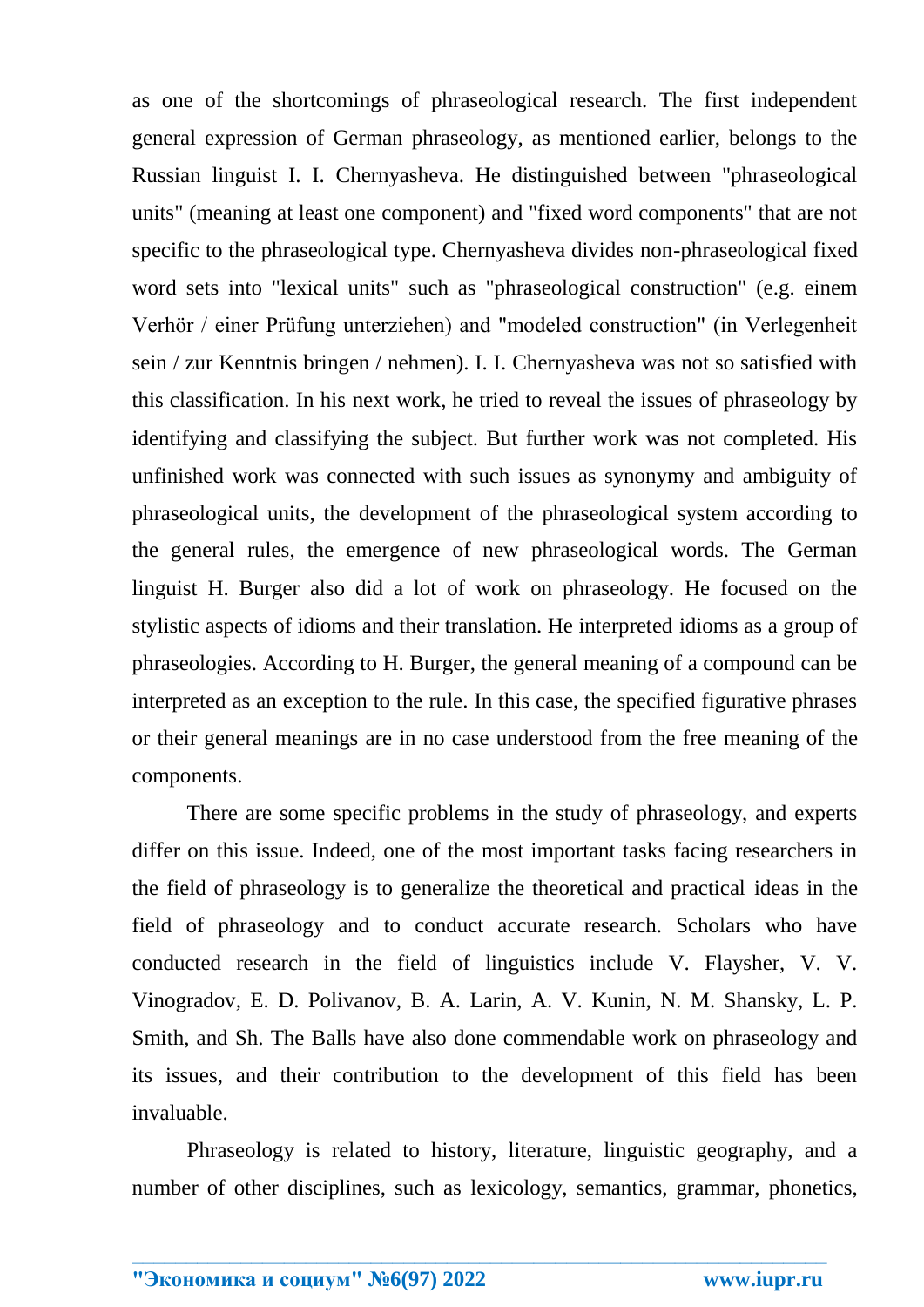as one of the shortcomings of phraseological research. The first independent general expression of German phraseology, as mentioned earlier, belongs to the Russian linguist I. I. Chernyasheva. He distinguished between "phraseological units" (meaning at least one component) and "fixed word components" that are not specific to the phraseological type. Chernyasheva divides non-phraseological fixed word sets into "lexical units" such as "phraseological construction" (e.g. einem Verhör / einer Prüfung unterziehen) and "modeled construction" (in Verlegenheit sein / zur Kenntnis bringen / nehmen). I. I. Chernyasheva was not so satisfied with this classification. In his next work, he tried to reveal the issues of phraseology by identifying and classifying the subject. But further work was not completed. His unfinished work was connected with such issues as synonymy and ambiguity of phraseological units, the development of the phraseological system according to the general rules, the emergence of new phraseological words. The German linguist H. Burger also did a lot of work on phraseology. He focused on the stylistic aspects of idioms and their translation. He interpreted idioms as a group of phraseologies. According to H. Burger, the general meaning of a compound can be interpreted as an exception to the rule. In this case, the specified figurative phrases or their general meanings are in no case understood from the free meaning of the components.

There are some specific problems in the study of phraseology, and experts differ on this issue. Indeed, one of the most important tasks facing researchers in the field of phraseology is to generalize the theoretical and practical ideas in the field of phraseology and to conduct accurate research. Scholars who have conducted research in the field of linguistics include V. Flaysher, V. V. Vinogradov, E. D. Polivanov, B. A. Larin, A. V. Kunin, N. M. Shansky, L. P. Smith, and Sh. The Balls have also done commendable work on phraseology and its issues, and their contribution to the development of this field has been invaluable.

Phraseology is related to history, literature, linguistic geography, and a number of other disciplines, such as lexicology, semantics, grammar, phonetics,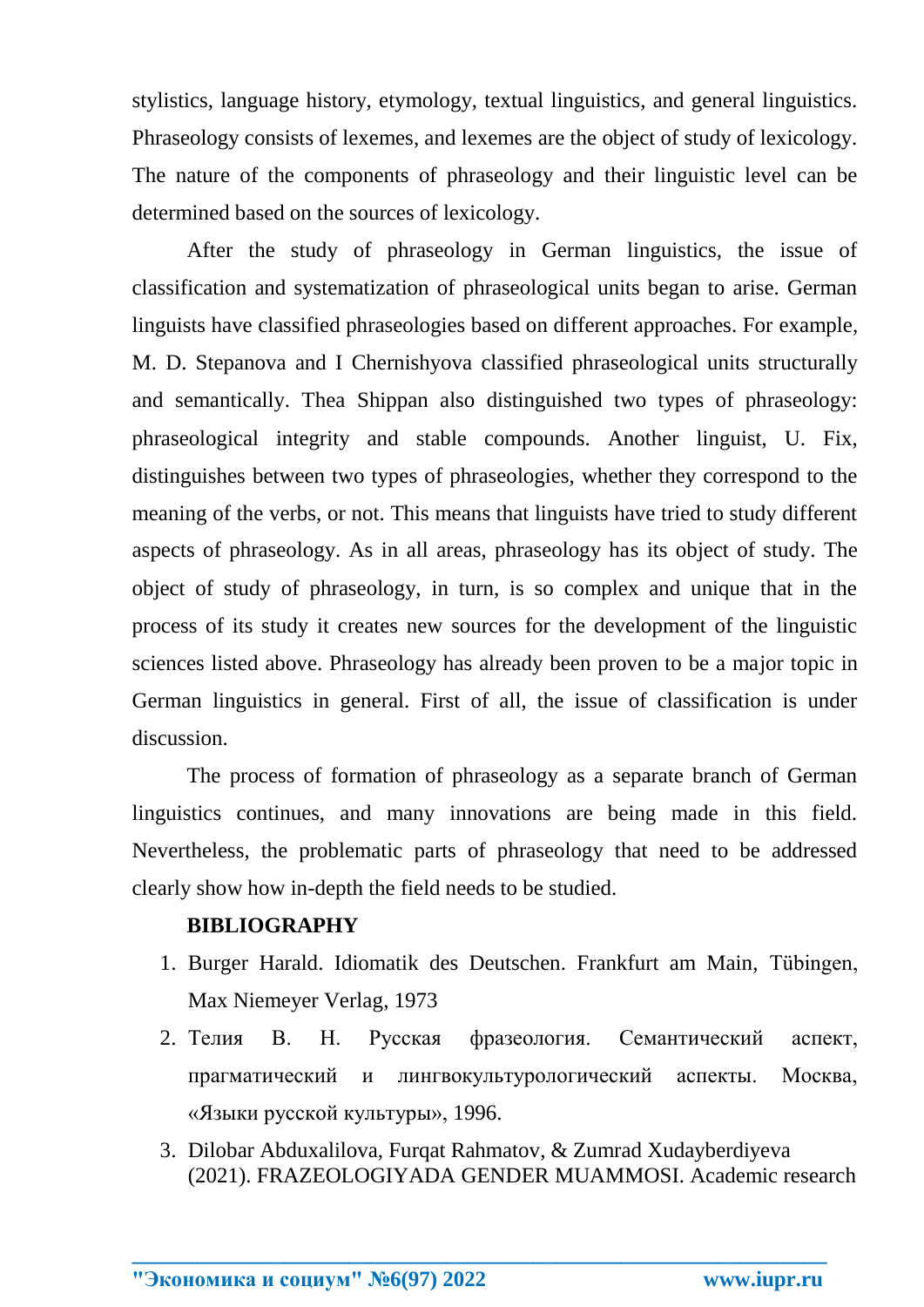stylistics, language history, etymology, textual linguistics, and general linguistics. Phraseology consists of lexemes, and lexemes are the object of study of lexicology. The nature of the components of phraseology and their linguistic level can be determined based on the sources of lexicology.

After the study of phraseology in German linguistics, the issue of classification and systematization of phraseological units began to arise. German linguists have classified phraseologies based on different approaches. For example, M. D. Stepanova and I Chernishyova classified phraseological units structurally and semantically. Thea Shippan also distinguished two types of phraseology: phraseological integrity and stable compounds. Another linguist, U. Fix, distinguishes between two types of phraseologies, whether they correspond to the meaning of the verbs, or not. This means that linguists have tried to study different aspects of phraseology. As in all areas, phraseology has its object of study. The object of study of phraseology, in turn, is so complex and unique that in the process of its study it creates new sources for the development of the linguistic sciences listed above. Phraseology has already been proven to be a major topic in German linguistics in general. First of all, the issue of classification is under discussion.

The process of formation of phraseology as a separate branch of German linguistics continues, and many innovations are being made in this field. Nevertheless, the problematic parts of phraseology that need to be addressed clearly show how in-depth the field needs to be studied.

**BIBLIOGRAPHY**

1. Burger Harald. Idiomatik des Deutschen. Frankfurt am Main, Tübingen, Max Niemeyer Verlag, 1973
2. Телия В. Н. Русская фразеология. Семантический аспект, прагматический и лингвокультурологический аспекты. Москва, «Языки русской культуры», 1996.
3. Dilobar Abduxalilova, Furqat Rahmatov, & Zumrad Xudayberdiyeva (2021). FRAZEOLOGIYADA GENDER MUAMMOSI. Academic research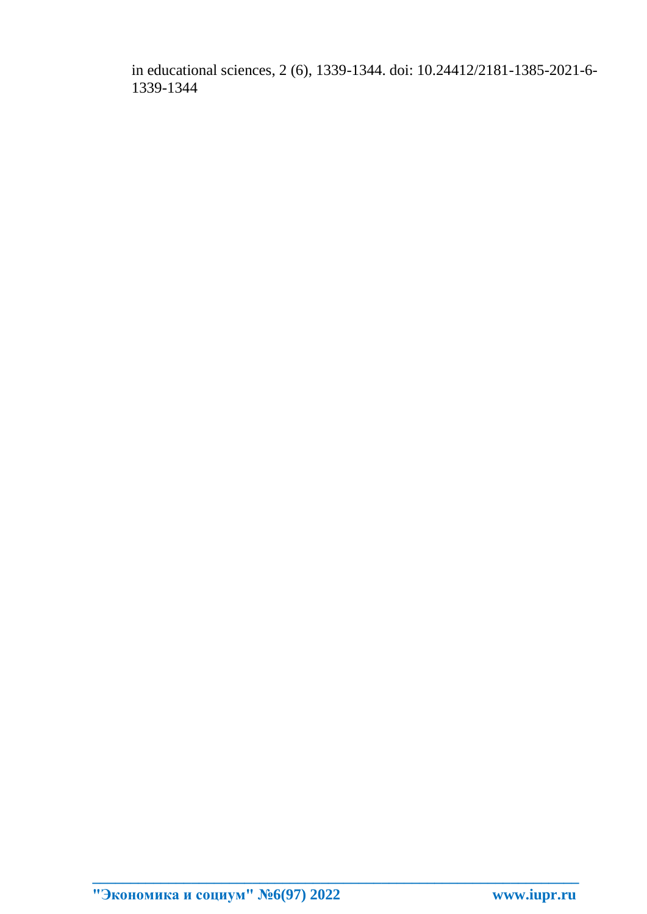in educational sciences, 2 (6), 1339-1344. doi: 10.24412/2181-1385-2021-6-1339-1344